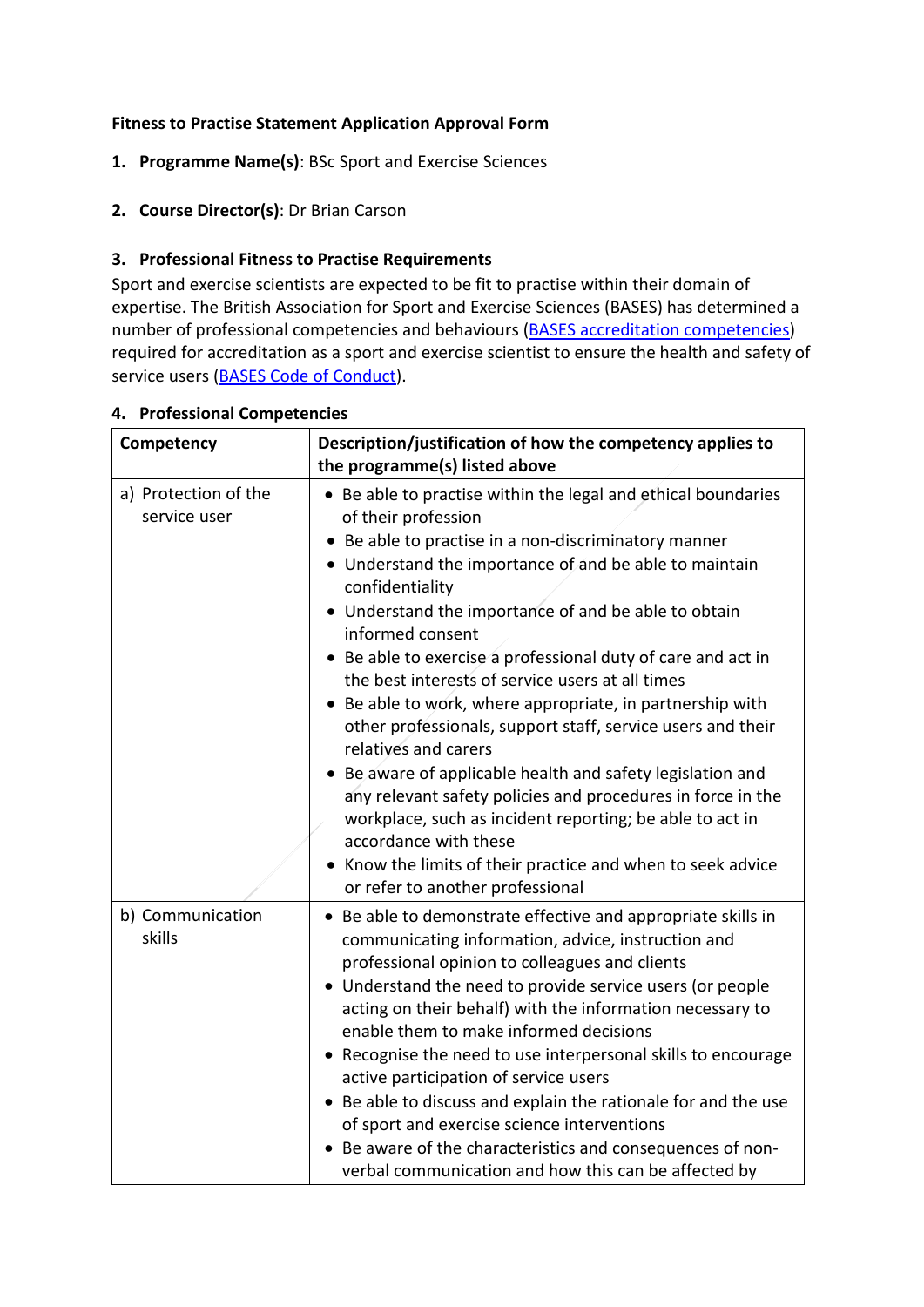**Fitness to Practise Statement Application Approval Form**

1. **Programme Name(s)**: BSc Sport and Exercise Sciences

2. **Course Director(s)**: Dr Brian Carson

3. **Professional Fitness to Practise Requirements**

Sport and exercise scientists are expected to be fit to practise within their domain of expertise. The British Association for Sport and Exercise Sciences (BASES) has determined a number of professional competencies and behaviours (BASES accreditation competencies) required for accreditation as a sport and exercise scientist to ensure the health and safety of service users (BASES Code of Conduct).

4. **Professional Competencies**

| Competency | Description/justification of how the competency applies to the programme(s) listed above |
|---|---|
| a) Protection of the service user | • Be able to practise within the legal and ethical boundaries of their profession<br>• Be able to practise in a non-discriminatory manner<br>• Understand the importance of and be able to maintain confidentiality<br>• Understand the importance of and be able to obtain informed consent<br>• Be able to exercise a professional duty of care and act in the best interests of service users at all times<br>• Be able to work, where appropriate, in partnership with other professionals, support staff, service users and their relatives and carers<br>• Be aware of applicable health and safety legislation and any relevant safety policies and procedures in force in the workplace, such as incident reporting; be able to act in accordance with these<br>• Know the limits of their practice and when to seek advice or refer to another professional |
| b) Communication skills | • Be able to demonstrate effective and appropriate skills in communicating information, advice, instruction and professional opinion to colleagues and clients<br>• Understand the need to provide service users (or people acting on their behalf) with the information necessary to enable them to make informed decisions<br>• Recognise the need to use interpersonal skills to encourage active participation of service users<br>• Be able to discuss and explain the rationale for and the use of sport and exercise science interventions<br>• Be aware of the characteristics and consequences of non-verbal communication and how this can be affected by |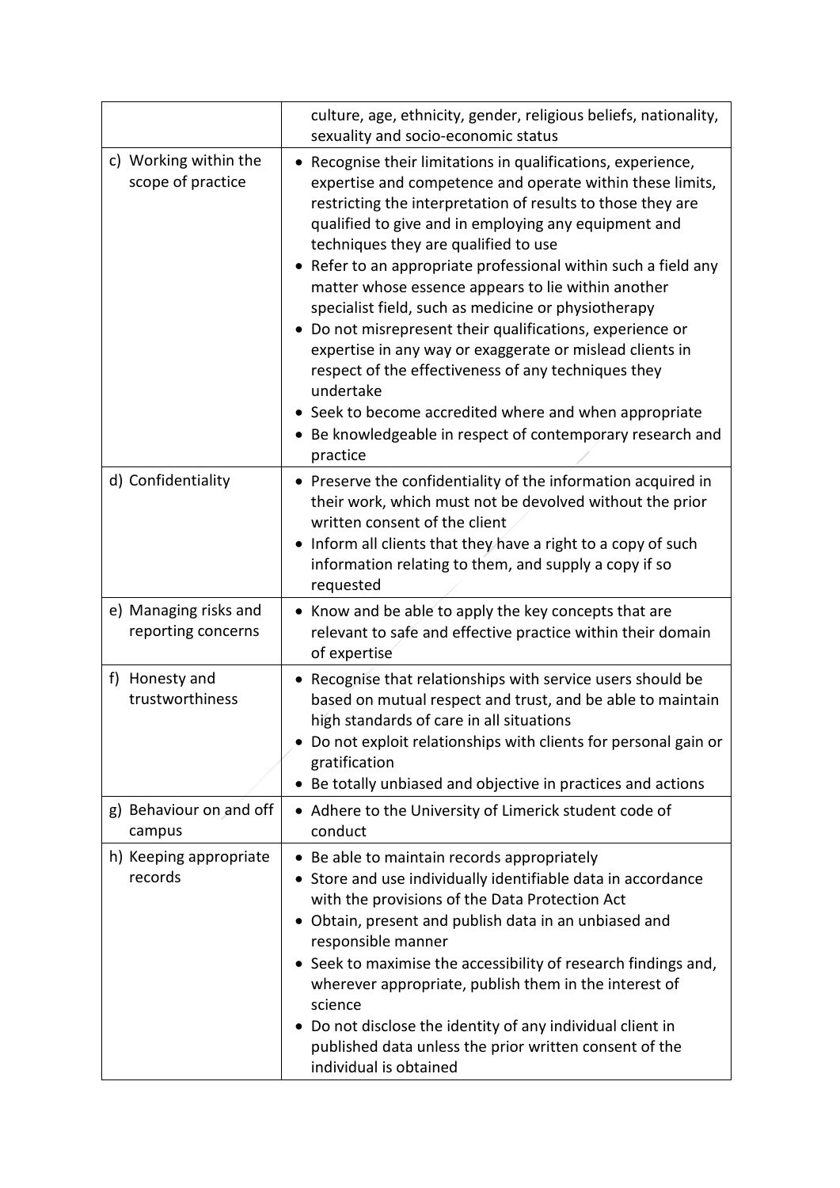| | |
|---|---|
| | culture, age, ethnicity, gender, religious beliefs, nationality, sexuality and socio-economic status |
| c) Working within the scope of practice | • Recognise their limitations in qualifications, experience, expertise and competence and operate within these limits, restricting the interpretation of results to those they are qualified to give and in employing any equipment and techniques they are qualified to use<br>• Refer to an appropriate professional within such a field any matter whose essence appears to lie within another specialist field, such as medicine or physiotherapy<br>• Do not misrepresent their qualifications, experience or expertise in any way or exaggerate or mislead clients in respect of the effectiveness of any techniques they undertake<br>• Seek to become accredited where and when appropriate<br>• Be knowledgeable in respect of contemporary research and practice |
| d) Confidentiality | • Preserve the confidentiality of the information acquired in their work, which must not be devolved without the prior written consent of the client<br>• Inform all clients that they have a right to a copy of such information relating to them, and supply a copy if so requested |
| e) Managing risks and reporting concerns | • Know and be able to apply the key concepts that are relevant to safe and effective practice within their domain of expertise |
| f) Honesty and trustworthiness | • Recognise that relationships with service users should be based on mutual respect and trust, and be able to maintain high standards of care in all situations<br>• Do not exploit relationships with clients for personal gain or gratification<br>• Be totally unbiased and objective in practices and actions |
| g) Behaviour on and off campus | • Adhere to the University of Limerick student code of conduct |
| h) Keeping appropriate records | • Be able to maintain records appropriately<br>• Store and use individually identifiable data in accordance with the provisions of the Data Protection Act<br>• Obtain, present and publish data in an unbiased and responsible manner<br>• Seek to maximise the accessibility of research findings and, wherever appropriate, publish them in the interest of science<br>• Do not disclose the identity of any individual client in published data unless the prior written consent of the individual is obtained |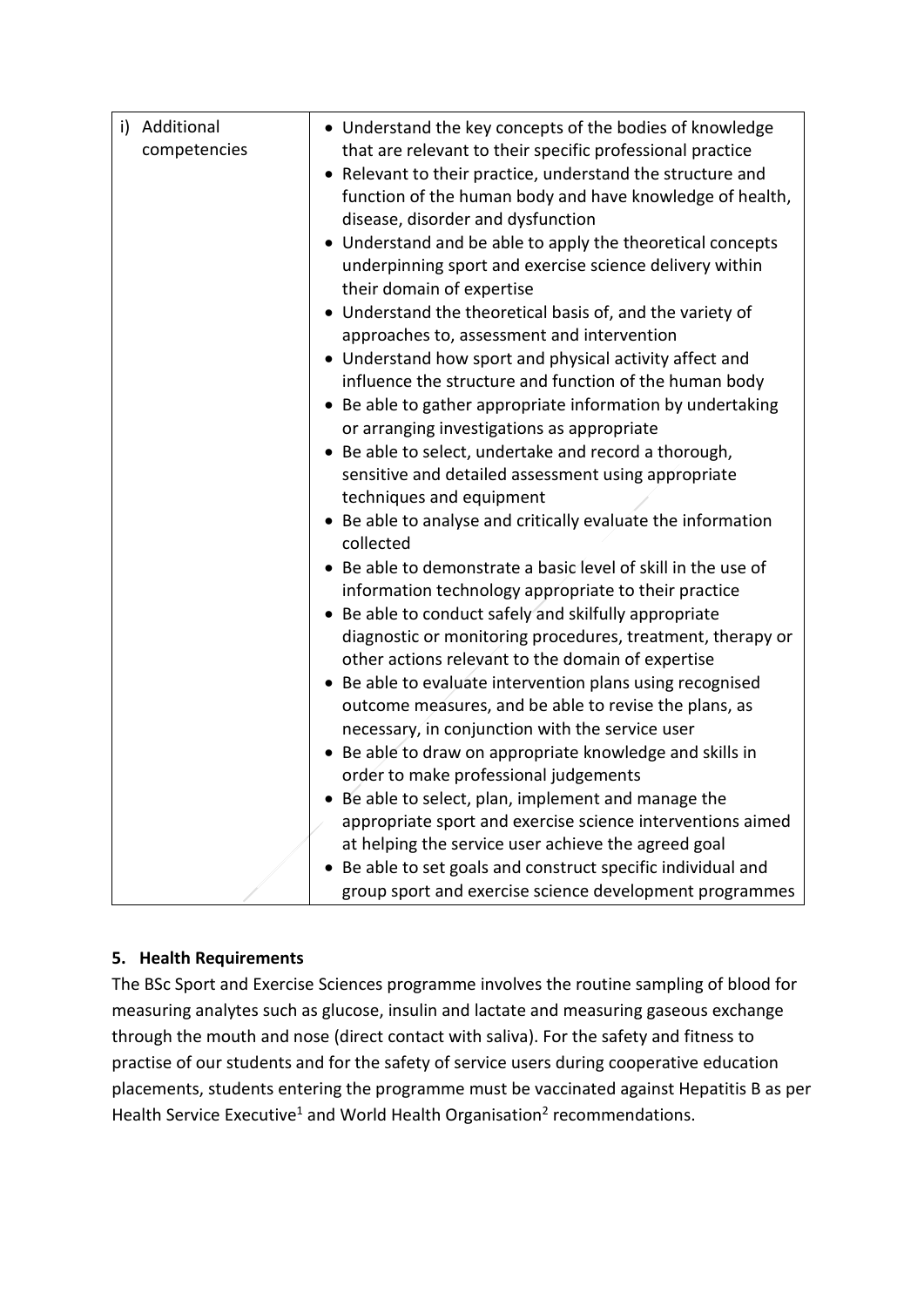| i) Additional competencies | • Understand the key concepts of the bodies of knowledge that are relevant to their specific professional practice<br>• Relevant to their practice, understand the structure and function of the human body and have knowledge of health, disease, disorder and dysfunction<br>• Understand and be able to apply the theoretical concepts underpinning sport and exercise science delivery within their domain of expertise<br>• Understand the theoretical basis of, and the variety of approaches to, assessment and intervention<br>• Understand how sport and physical activity affect and influence the structure and function of the human body<br>• Be able to gather appropriate information by undertaking or arranging investigations as appropriate<br>• Be able to select, undertake and record a thorough, sensitive and detailed assessment using appropriate techniques and equipment<br>• Be able to analyse and critically evaluate the information collected<br>• Be able to demonstrate a basic level of skill in the use of information technology appropriate to their practice<br>• Be able to conduct safely and skilfully appropriate diagnostic or monitoring procedures, treatment, therapy or other actions relevant to the domain of expertise<br>• Be able to evaluate intervention plans using recognised outcome measures, and be able to revise the plans, as necessary, in conjunction with the service user<br>• Be able to draw on appropriate knowledge and skills in order to make professional judgements<br>• Be able to select, plan, implement and manage the appropriate sport and exercise science interventions aimed at helping the service user achieve the agreed goal<br>• Be able to set goals and construct specific individual and group sport and exercise science development programmes |
|---|---|

## 5. Health Requirements

The BSc Sport and Exercise Sciences programme involves the routine sampling of blood for measuring analytes such as glucose, insulin and lactate and measuring gaseous exchange through the mouth and nose (direct contact with saliva). For the safety and fitness to practise of our students and for the safety of service users during cooperative education placements, students entering the programme must be vaccinated against Hepatitis B as per Health Service Executive[1] and World Health Organisation[2] recommendations.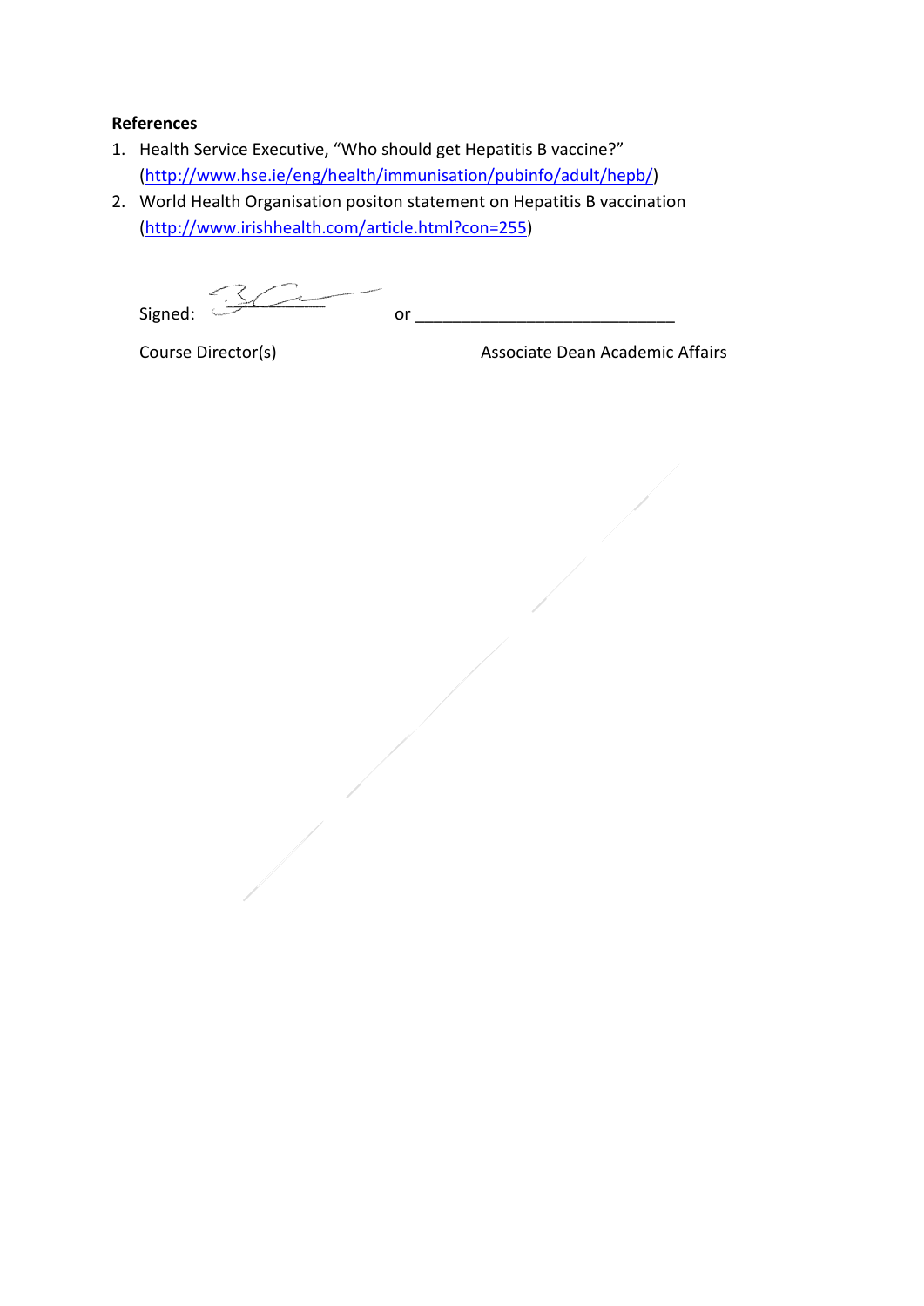**References**

1. Health Service Executive, “Who should get Hepatitis B vaccine?” (http://www.hse.ie/eng/health/immunisation/pubinfo/adult/hepb/)
2. World Health Organisation positon statement on Hepatitis B vaccination (http://www.irishhealth.com/article.html?con=255)

Signed: or ____________________________

Course Director(s) Associate Dean Academic Affairs